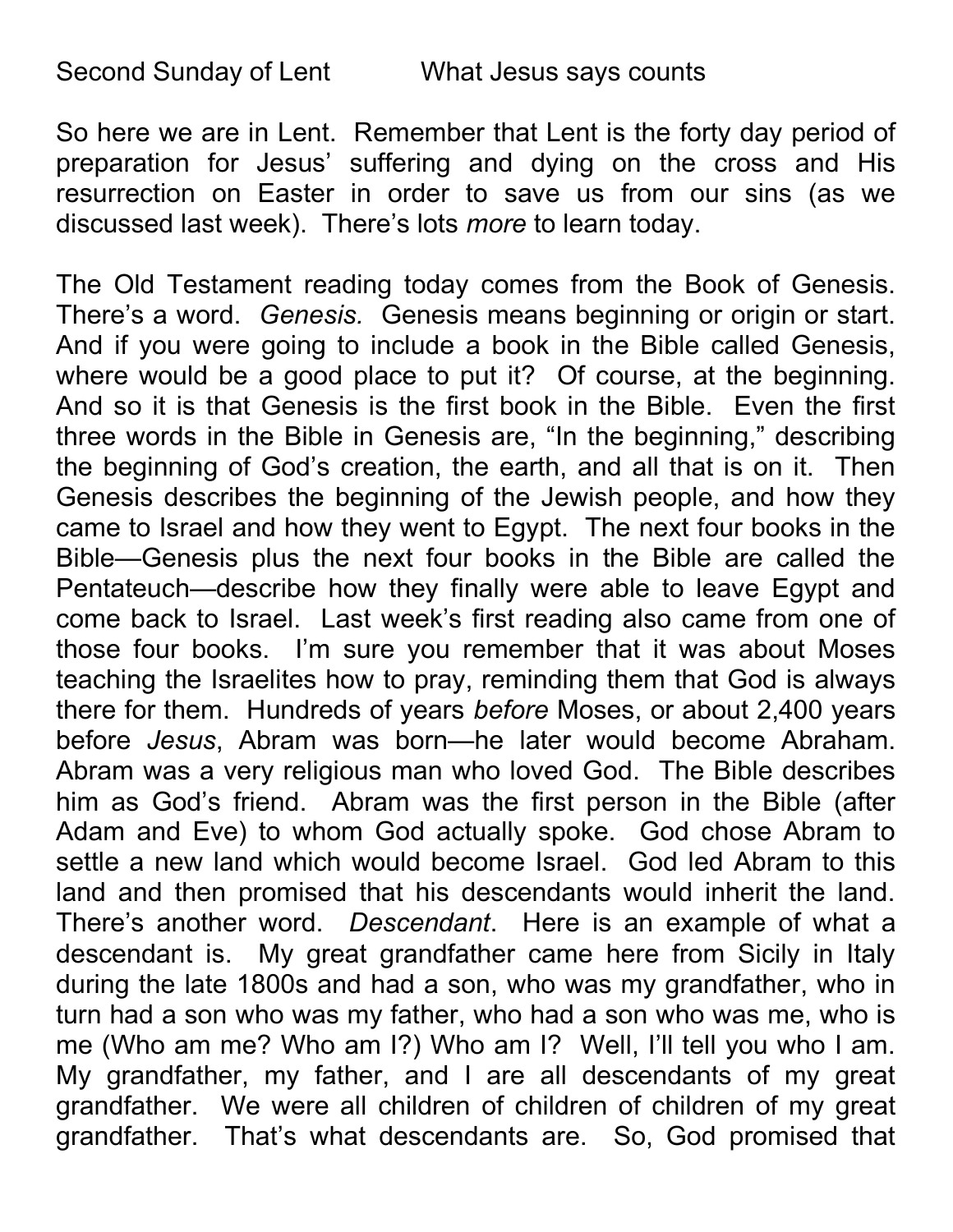Second Sunday of Lent What Jesus says counts

So here we are in Lent. Remember that Lent is the forty day period of preparation for Jesus' suffering and dying on the cross and His resurrection on Easter in order to save us from our sins (as we discussed last week). There's lots *more* to learn today.

The Old Testament reading today comes from the Book of Genesis. There's a word. *Genesis.* Genesis means beginning or origin or start. And if you were going to include a book in the Bible called Genesis, where would be a good place to put it? Of course, at the beginning. And so it is that Genesis is the first book in the Bible. Even the first three words in the Bible in Genesis are, "In the beginning," describing the beginning of God's creation, the earth, and all that is on it. Then Genesis describes the beginning of the Jewish people, and how they came to Israel and how they went to Egypt. The next four books in the Bible—Genesis plus the next four books in the Bible are called the Pentateuch—describe how they finally were able to leave Egypt and come back to Israel. Last week's first reading also came from one of those four books. I'm sure you remember that it was about Moses teaching the Israelites how to pray, reminding them that God is always there for them. Hundreds of years *before* Moses, or about 2,400 years before *Jesus*, Abram was born—he later would become Abraham. Abram was a very religious man who loved God. The Bible describes him as God's friend. Abram was the first person in the Bible (after Adam and Eve) to whom God actually spoke. God chose Abram to settle a new land which would become Israel. God led Abram to this land and then promised that his descendants would inherit the land. There's another word. *Descendant*. Here is an example of what a descendant is. My great grandfather came here from Sicily in Italy during the late 1800s and had a son, who was my grandfather, who in turn had a son who was my father, who had a son who was me, who is me (Who am me? Who am I?) Who am I? Well, I'll tell you who I am. My grandfather, my father, and I are all descendants of my great grandfather. We were all children of children of children of my great grandfather. That's what descendants are. So, God promised that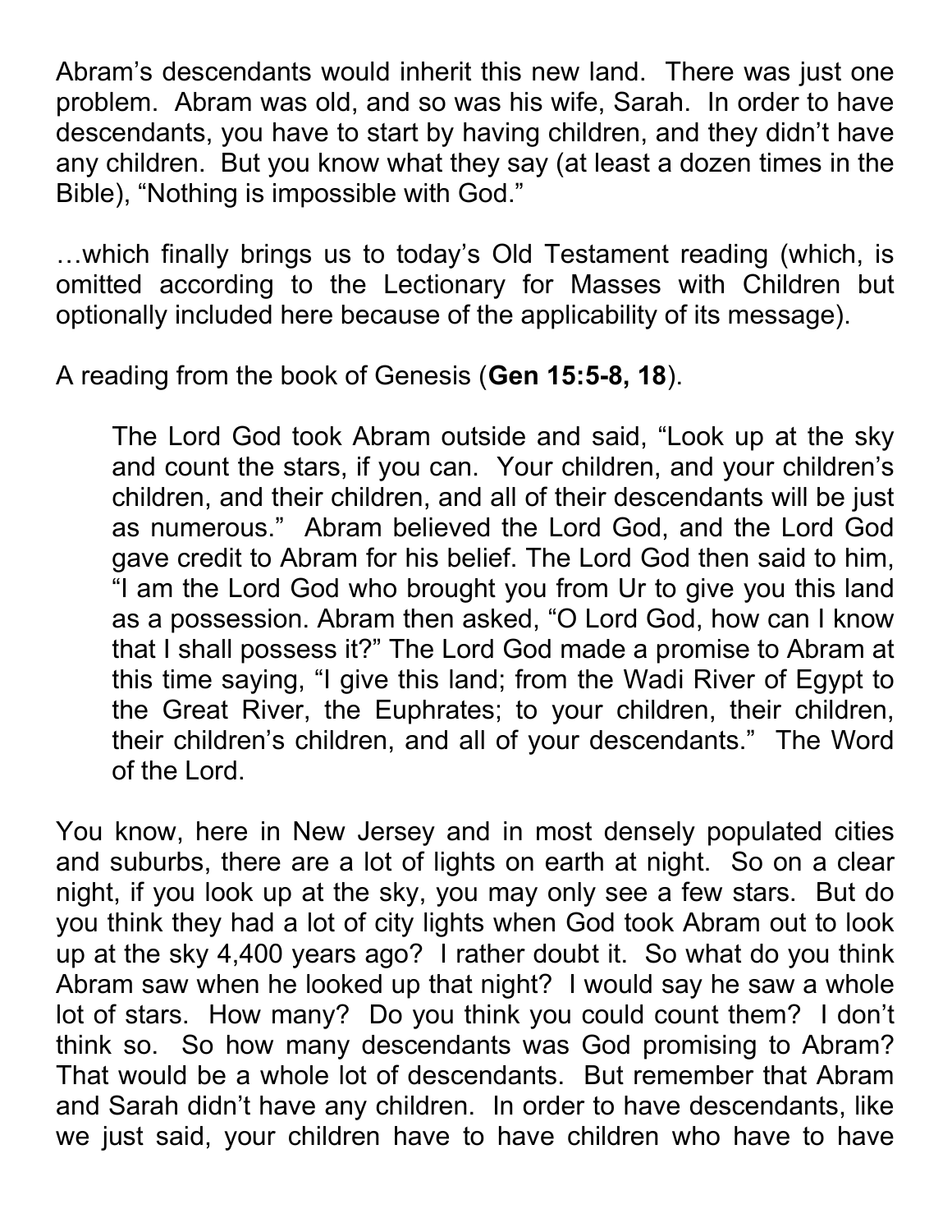Abram's descendants would inherit this new land. There was just one problem. Abram was old, and so was his wife, Sarah. In order to have descendants, you have to start by having children, and they didn't have any children. But you know what they say (at least a dozen times in the Bible), "Nothing is impossible with God."

…which finally brings us to today's Old Testament reading (which, is omitted according to the Lectionary for Masses with Children but optionally included here because of the applicability of its message).

A reading from the book of Genesis (**Gen 15:5-8, 18**).

> The Lord God took Abram outside and said, "Look up at the sky and count the stars, if you can. Your children, and your children's children, and their children, and all of their descendants will be just as numerous." Abram believed the Lord God, and the Lord God gave credit to Abram for his belief. The Lord God then said to him, "I am the Lord God who brought you from Ur to give you this land as a possession. Abram then asked, "O Lord God, how can I know that I shall possess it?" The Lord God made a promise to Abram at this time saying, "I give this land; from the Wadi River of Egypt to the Great River, the Euphrates; to your children, their children, their children's children, and all of your descendants." The Word of the Lord.

You know, here in New Jersey and in most densely populated cities and suburbs, there are a lot of lights on earth at night. So on a clear night, if you look up at the sky, you may only see a few stars. But do you think they had a lot of city lights when God took Abram out to look up at the sky 4,400 years ago? I rather doubt it. So what do you think Abram saw when he looked up that night? I would say he saw a whole lot of stars. How many? Do you think you could count them? I don't think so. So how many descendants was God promising to Abram? That would be a whole lot of descendants. But remember that Abram and Sarah didn't have any children. In order to have descendants, like we just said, your children have to have children who have to have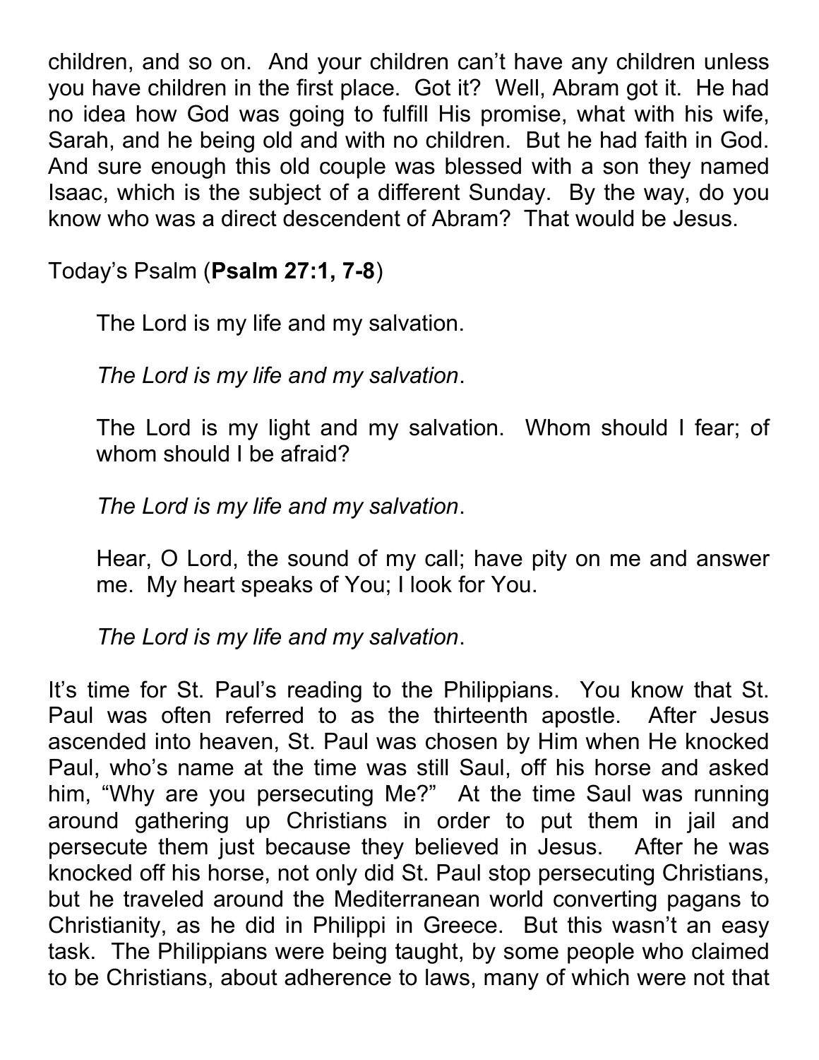children, and so on. And your children can't have any children unless you have children in the first place. Got it? Well, Abram got it. He had no idea how God was going to fulfill His promise, what with his wife, Sarah, and he being old and with no children. But he had faith in God. And sure enough this old couple was blessed with a son they named Isaac, which is the subject of a different Sunday. By the way, do you know who was a direct descendent of Abram? That would be Jesus.

Today's Psalm (**Psalm 27:1, 7-8**)

> The Lord is my life and my salvation.
>
> *The Lord is my life and my salvation*.
>
> The Lord is my light and my salvation. Whom should I fear; of whom should I be afraid?
>
> *The Lord is my life and my salvation*.
>
> Hear, O Lord, the sound of my call; have pity on me and answer me. My heart speaks of You; I look for You.
>
> *The Lord is my life and my salvation*.

It's time for St. Paul's reading to the Philippians. You know that St. Paul was often referred to as the thirteenth apostle. After Jesus ascended into heaven, St. Paul was chosen by Him when He knocked Paul, who's name at the time was still Saul, off his horse and asked him, "Why are you persecuting Me?" At the time Saul was running around gathering up Christians in order to put them in jail and persecute them just because they believed in Jesus. After he was knocked off his horse, not only did St. Paul stop persecuting Christians, but he traveled around the Mediterranean world converting pagans to Christianity, as he did in Philippi in Greece. But this wasn't an easy task. The Philippians were being taught, by some people who claimed to be Christians, about adherence to laws, many of which were not that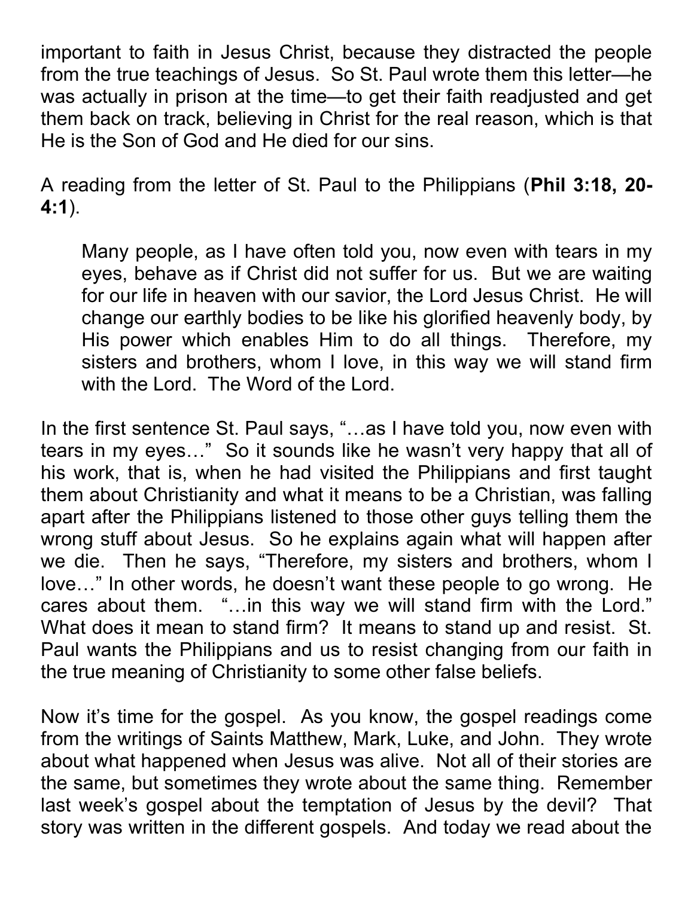important to faith in Jesus Christ, because they distracted the people from the true teachings of Jesus. So St. Paul wrote them this letter—he was actually in prison at the time—to get their faith readjusted and get them back on track, believing in Christ for the real reason, which is that He is the Son of God and He died for our sins.

A reading from the letter of St. Paul to the Philippians (**Phil 3:18, 20-4:1**).

> Many people, as I have often told you, now even with tears in my eyes, behave as if Christ did not suffer for us. But we are waiting for our life in heaven with our savior, the Lord Jesus Christ. He will change our earthly bodies to be like his glorified heavenly body, by His power which enables Him to do all things. Therefore, my sisters and brothers, whom I love, in this way we will stand firm with the Lord. The Word of the Lord.

In the first sentence St. Paul says, "…as I have told you, now even with tears in my eyes…" So it sounds like he wasn't very happy that all of his work, that is, when he had visited the Philippians and first taught them about Christianity and what it means to be a Christian, was falling apart after the Philippians listened to those other guys telling them the wrong stuff about Jesus. So he explains again what will happen after we die. Then he says, "Therefore, my sisters and brothers, whom I love…" In other words, he doesn't want these people to go wrong. He cares about them. "…in this way we will stand firm with the Lord." What does it mean to stand firm? It means to stand up and resist. St. Paul wants the Philippians and us to resist changing from our faith in the true meaning of Christianity to some other false beliefs.

Now it's time for the gospel. As you know, the gospel readings come from the writings of Saints Matthew, Mark, Luke, and John. They wrote about what happened when Jesus was alive. Not all of their stories are the same, but sometimes they wrote about the same thing. Remember last week's gospel about the temptation of Jesus by the devil? That story was written in the different gospels. And today we read about the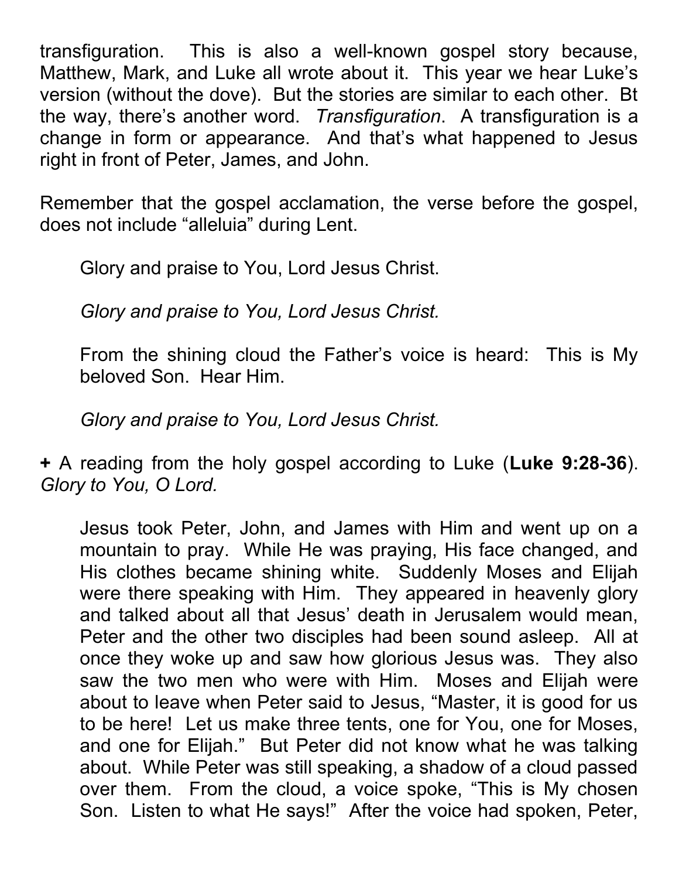transfiguration. This is also a well-known gospel story because, Matthew, Mark, and Luke all wrote about it. This year we hear Luke's version (without the dove). But the stories are similar to each other. Bt the way, there's another word. *Transfiguration*. A transfiguration is a change in form or appearance. And that's what happened to Jesus right in front of Peter, James, and John.

Remember that the gospel acclamation, the verse before the gospel, does not include "alleluia" during Lent.

> Glory and praise to You, Lord Jesus Christ.
>
> *Glory and praise to You, Lord Jesus Christ.*
>
> From the shining cloud the Father's voice is heard: This is My beloved Son. Hear Him.
>
> *Glory and praise to You, Lord Jesus Christ.*

**+** A reading from the holy gospel according to Luke (**Luke 9:28-36**). *Glory to You, O Lord.*

> Jesus took Peter, John, and James with Him and went up on a mountain to pray. While He was praying, His face changed, and His clothes became shining white. Suddenly Moses and Elijah were there speaking with Him. They appeared in heavenly glory and talked about all that Jesus' death in Jerusalem would mean, Peter and the other two disciples had been sound asleep. All at once they woke up and saw how glorious Jesus was. They also saw the two men who were with Him. Moses and Elijah were about to leave when Peter said to Jesus, "Master, it is good for us to be here! Let us make three tents, one for You, one for Moses, and one for Elijah." But Peter did not know what he was talking about. While Peter was still speaking, a shadow of a cloud passed over them. From the cloud, a voice spoke, "This is My chosen Son. Listen to what He says!" After the voice had spoken, Peter,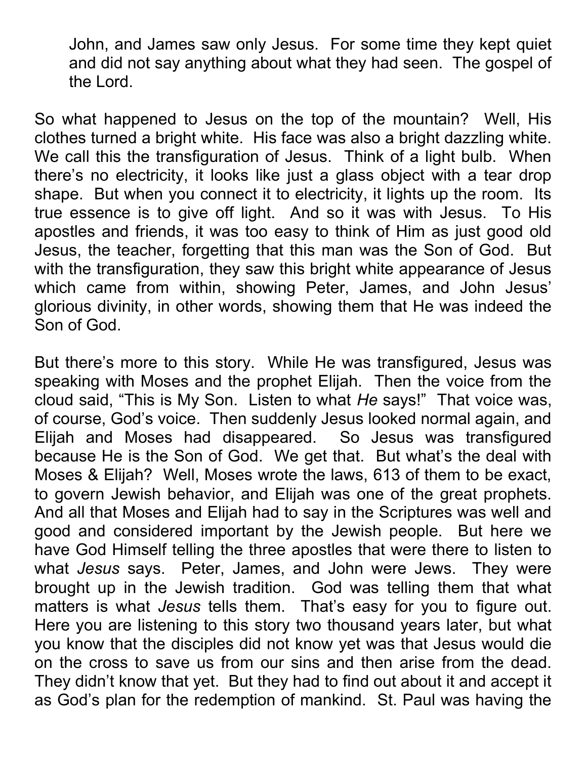John, and James saw only Jesus. For some time they kept quiet and did not say anything about what they had seen. The gospel of the Lord.

So what happened to Jesus on the top of the mountain? Well, His clothes turned a bright white. His face was also a bright dazzling white. We call this the transfiguration of Jesus. Think of a light bulb. When there's no electricity, it looks like just a glass object with a tear drop shape. But when you connect it to electricity, it lights up the room. Its true essence is to give off light. And so it was with Jesus. To His apostles and friends, it was too easy to think of Him as just good old Jesus, the teacher, forgetting that this man was the Son of God. But with the transfiguration, they saw this bright white appearance of Jesus which came from within, showing Peter, James, and John Jesus' glorious divinity, in other words, showing them that He was indeed the Son of God.

But there's more to this story. While He was transfigured, Jesus was speaking with Moses and the prophet Elijah. Then the voice from the cloud said, "This is My Son. Listen to what *He* says!" That voice was, of course, God's voice. Then suddenly Jesus looked normal again, and Elijah and Moses had disappeared. So Jesus was transfigured because He is the Son of God. We get that. But what's the deal with Moses & Elijah? Well, Moses wrote the laws, 613 of them to be exact, to govern Jewish behavior, and Elijah was one of the great prophets. And all that Moses and Elijah had to say in the Scriptures was well and good and considered important by the Jewish people. But here we have God Himself telling the three apostles that were there to listen to what *Jesus* says. Peter, James, and John were Jews. They were brought up in the Jewish tradition. God was telling them that what matters is what *Jesus* tells them. That's easy for you to figure out. Here you are listening to this story two thousand years later, but what you know that the disciples did not know yet was that Jesus would die on the cross to save us from our sins and then arise from the dead. They didn't know that yet. But they had to find out about it and accept it as God's plan for the redemption of mankind. St. Paul was having the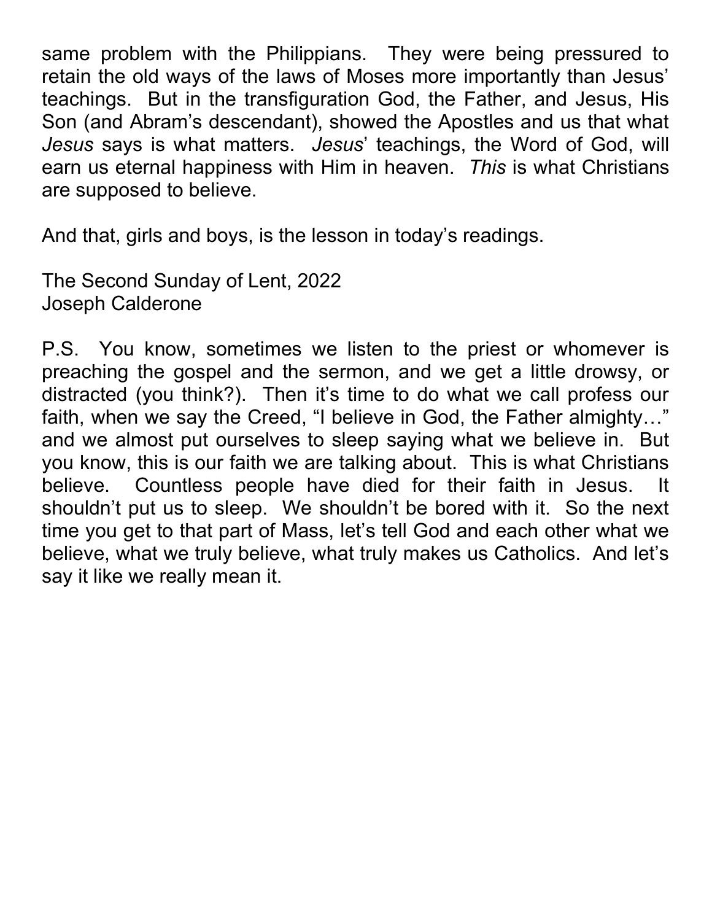same problem with the Philippians. They were being pressured to retain the old ways of the laws of Moses more importantly than Jesus' teachings. But in the transfiguration God, the Father, and Jesus, His Son (and Abram's descendant), showed the Apostles and us that what *Jesus* says is what matters. *Jesus*' teachings, the Word of God, will earn us eternal happiness with Him in heaven. *This* is what Christians are supposed to believe.

And that, girls and boys, is the lesson in today's readings.

The Second Sunday of Lent, 2022
Joseph Calderone

P.S. You know, sometimes we listen to the priest or whomever is preaching the gospel and the sermon, and we get a little drowsy, or distracted (you think?). Then it's time to do what we call profess our faith, when we say the Creed, "I believe in God, the Father almighty…" and we almost put ourselves to sleep saying what we believe in. But you know, this is our faith we are talking about. This is what Christians believe. Countless people have died for their faith in Jesus. It shouldn't put us to sleep. We shouldn't be bored with it. So the next time you get to that part of Mass, let's tell God and each other what we believe, what we truly believe, what truly makes us Catholics. And let's say it like we really mean it.